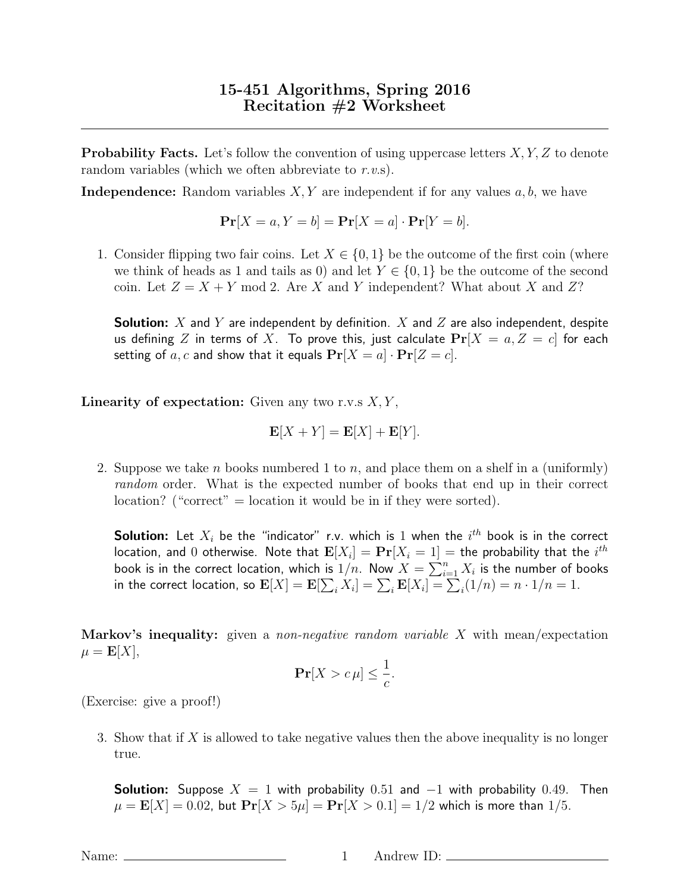# 15-451 Algorithms, Spring 2016
# Recitation #2 Worksheet

---

**Probability Facts.** Let's follow the convention of using uppercase letters $X, Y, Z$ to denote random variables (which we often abbreviate to *r.v.s*).

**Independence:** Random variables $X, Y$ are independent if for any values $a, b$, we have

$$\mathbf{Pr}[X = a, Y = b] = \mathbf{Pr}[X = a] \cdot \mathbf{Pr}[Y = b].$$

1. Consider flipping two fair coins. Let $X \in \{0, 1\}$ be the outcome of the first coin (where we think of heads as 1 and tails as 0) and let $Y \in \{0, 1\}$ be the outcome of the second coin. Let $Z = X + Y \bmod 2$. Are $X$ and $Y$ independent? What about $X$ and $Z$?

   **Solution:** $X$ and $Y$ are independent by definition. $X$ and $Z$ are also independent, despite us defining $Z$ in terms of $X$. To prove this, just calculate $\mathbf{Pr}[X = a, Z = c]$ for each setting of $a, c$ and show that it equals $\mathbf{Pr}[X = a] \cdot \mathbf{Pr}[Z = c]$.

**Linearity of expectation:** Given any two r.v.s $X, Y$,

$$\mathbf{E}[X + Y] = \mathbf{E}[X] + \mathbf{E}[Y].$$

2. Suppose we take $n$ books numbered 1 to $n$, and place them on a shelf in a (uniformly) *random* order. What is the expected number of books that end up in their correct location? ("correct" = location it would be in if they were sorted).

   **Solution:** Let $X_i$ be the "indicator" r.v. which is 1 when the $i^{th}$ book is in the correct location, and 0 otherwise. Note that $\mathbf{E}[X_i] = \mathbf{Pr}[X_i = 1] =$ the probability that the $i^{th}$ book is in the correct location, which is $1/n$. Now $X = \sum_{i=1}^{n} X_i$ is the number of books in the correct location, so $\mathbf{E}[X] = \mathbf{E}[\sum_i X_i] = \sum_i \mathbf{E}[X_i] = \sum_i (1/n) = n \cdot 1/n = 1$.

**Markov's inequality:** given a *non-negative random variable* $X$ with mean/expectation $\mu = \mathbf{E}[X]$,

$$\mathbf{Pr}[X > c\,\mu] \leq \frac{1}{c}.$$

(Exercise: give a proof!)

3. Show that if $X$ is allowed to take negative values then the above inequality is no longer true.

   **Solution:** Suppose $X = 1$ with probability 0.51 and $-1$ with probability 0.49. Then $\mu = \mathbf{E}[X] = 0.02$, but $\mathbf{Pr}[X > 5\mu] = \mathbf{Pr}[X > 0.1] = 1/2$ which is more than $1/5$.

Name: \_\_\_\_\_\_\_\_\_\_\_\_\_\_\_\_\_\_ Andrew ID: \_\_\_\_\_\_\_\_\_\_\_\_\_\_\_\_\_\_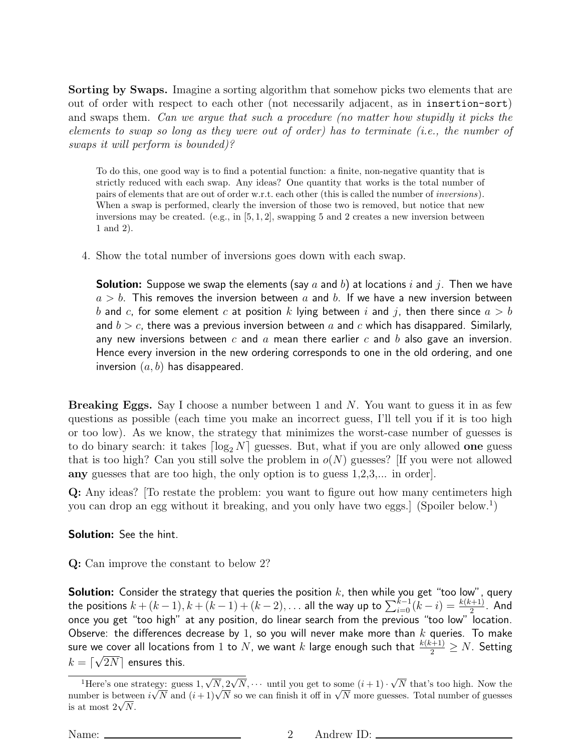**Sorting by Swaps.** Imagine a sorting algorithm that somehow picks two elements that are out of order with respect to each other (not necessarily adjacent, as in `insertion-sort`) and swaps them. *Can we argue that such a procedure (no matter how stupidly it picks the elements to swap so long as they were out of order) has to terminate (i.e., the number of swaps it will perform is bounded)?*

> To do this, one good way is to find a potential function: a finite, non-negative quantity that is strictly reduced with each swap. Any ideas? One quantity that works is the total number of pairs of elements that are out of order w.r.t. each other (this is called the number of *inversions*). When a swap is performed, clearly the inversion of those two is removed, but notice that new inversions may be created. (e.g., in $[5, 1, 2]$, swapping 5 and 2 creates a new inversion between 1 and 2).

4. Show the total number of inversions goes down with each swap.

   **Solution:** Suppose we swap the elements (say $a$ and $b$) at locations $i$ and $j$. Then we have $a > b$. This removes the inversion between $a$ and $b$. If we have a new inversion between $b$ and $c$, for some element $c$ at position $k$ lying between $i$ and $j$, then there since $a > b$ and $b > c$, there was a previous inversion between $a$ and $c$ which has disappeared. Similarly, any new inversions between $c$ and $a$ mean there earlier $c$ and $b$ also gave an inversion. Hence every inversion in the new ordering corresponds to one in the old ordering, and one inversion $(a, b)$ has disappeared.

**Breaking Eggs.** Say I choose a number between 1 and $N$. You want to guess it in as few questions as possible (each time you make an incorrect guess, I'll tell you if it is too high or too low). As we know, the strategy that minimizes the worst-case number of guesses is to do binary search: it takes $\lceil \log_2 N \rceil$ guesses. But, what if you are only allowed **one** guess that is too high? Can you still solve the problem in $o(N)$ guesses? [If you were not allowed **any** guesses that are too high, the only option is to guess 1,2,3,... in order].

**Q:** Any ideas? [To restate the problem: you want to figure out how many centimeters high you can drop an egg without it breaking, and you only have two eggs.] (Spoiler below.[1])

**Solution:** See the hint.

**Q:** Can improve the constant to below 2?

**Solution:** Consider the strategy that queries the position $k$, then while you get "too low", query the positions $k + (k-1), k + (k-1) + (k-2), \ldots$ all the way up to $\sum_{i=0}^{k-1}(k-i) = \frac{k(k+1)}{2}$. And once you get "too high" at any position, do linear search from the previous "too low" location. Observe: the differences decrease by 1, so you will never make more than $k$ queries. To make sure we cover all locations from 1 to $N$, we want $k$ large enough such that $\frac{k(k+1)}{2} \geq N$. Setting $k = \lceil \sqrt{2N} \rceil$ ensures this.

[1] Here's one strategy: guess $1, \sqrt{N}, 2\sqrt{N}, \cdots$ until you get to some $(i+1) \cdot \sqrt{N}$ that's too high. Now the number is between $i\sqrt{N}$ and $(i+1)\sqrt{N}$ so we can finish it off in $\sqrt{N}$ more guesses. Total number of guesses is at most $2\sqrt{N}$.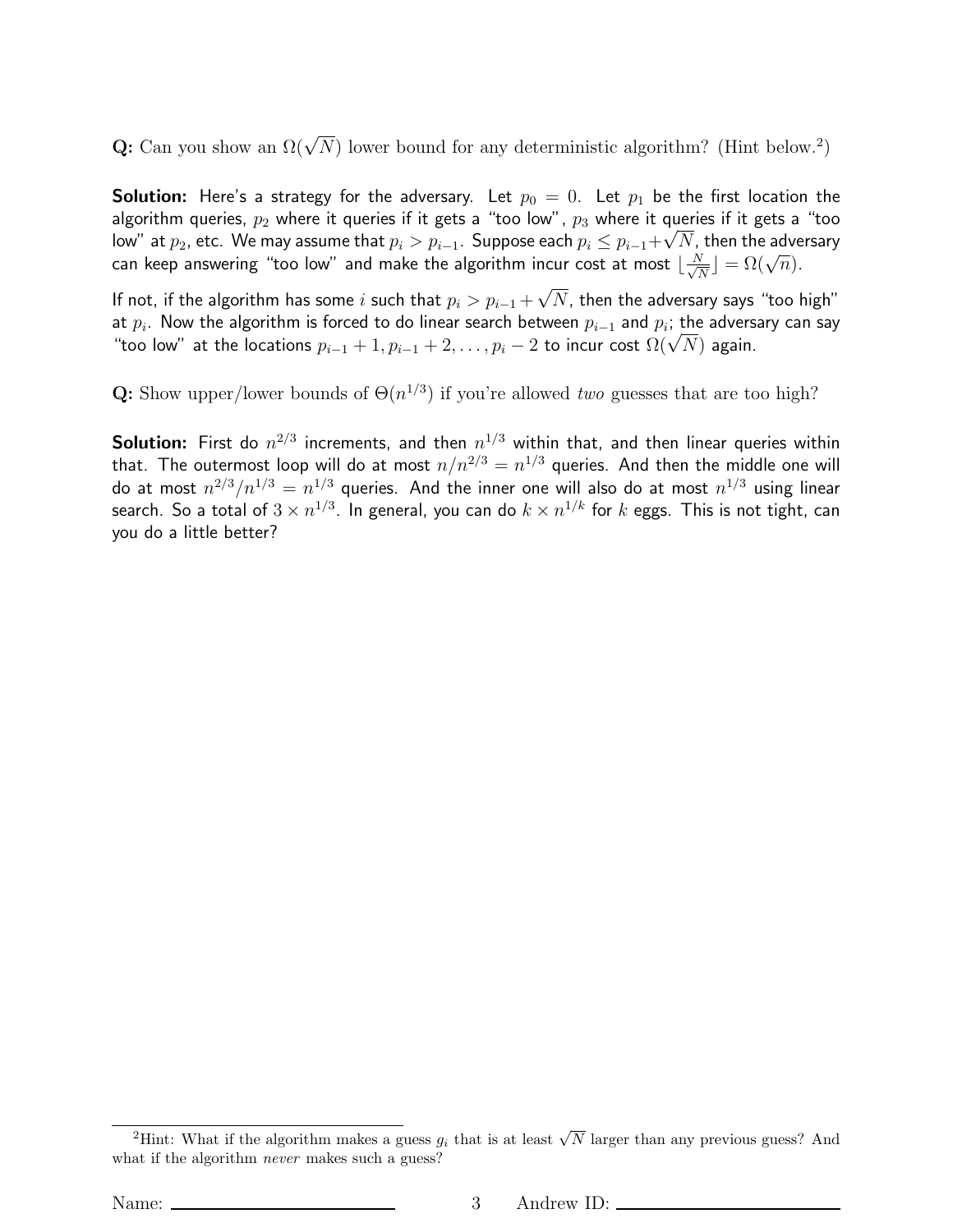**Q:** Can you show an $\Omega(\sqrt{N})$ lower bound for any deterministic algorithm? (Hint below.[2])

**Solution:** Here's a strategy for the adversary. Let $p_0 = 0$. Let $p_1$ be the first location the algorithm queries, $p_2$ where it queries if it gets a "too low", $p_3$ where it queries if it gets a "too low" at $p_2$, etc. We may assume that $p_i > p_{i-1}$. Suppose each $p_i \leq p_{i-1} + \sqrt{N}$, then the adversary can keep answering "too low" and make the algorithm incur cost at most $\lfloor \frac{N}{\sqrt{N}} \rfloor = \Omega(\sqrt{n})$.

If not, if the algorithm has some $i$ such that $p_i > p_{i-1} + \sqrt{N}$, then the adversary says "too high" at $p_i$. Now the algorithm is forced to do linear search between $p_{i-1}$ and $p_i$; the adversary can say "too low" at the locations $p_{i-1} + 1, p_{i-1} + 2, \ldots, p_i - 2$ to incur cost $\Omega(\sqrt{N})$ again.

**Q:** Show upper/lower bounds of $\Theta(n^{1/3})$ if you're allowed *two* guesses that are too high?

**Solution:** First do $n^{2/3}$ increments, and then $n^{1/3}$ within that, and then linear queries within that. The outermost loop will do at most $n/n^{2/3} = n^{1/3}$ queries. And then the middle one will do at most $n^{2/3}/n^{1/3} = n^{1/3}$ queries. And the inner one will also do at most $n^{1/3}$ using linear search. So a total of $3 \times n^{1/3}$. In general, you can do $k \times n^{1/k}$ for $k$ eggs. This is not tight, can you do a little better?

---

[2]Hint: What if the algorithm makes a guess $g_i$ that is at least $\sqrt{N}$ larger than any previous guess? And what if the algorithm *never* makes such a guess?

Name: ____________________ Andrew ID: ____________________